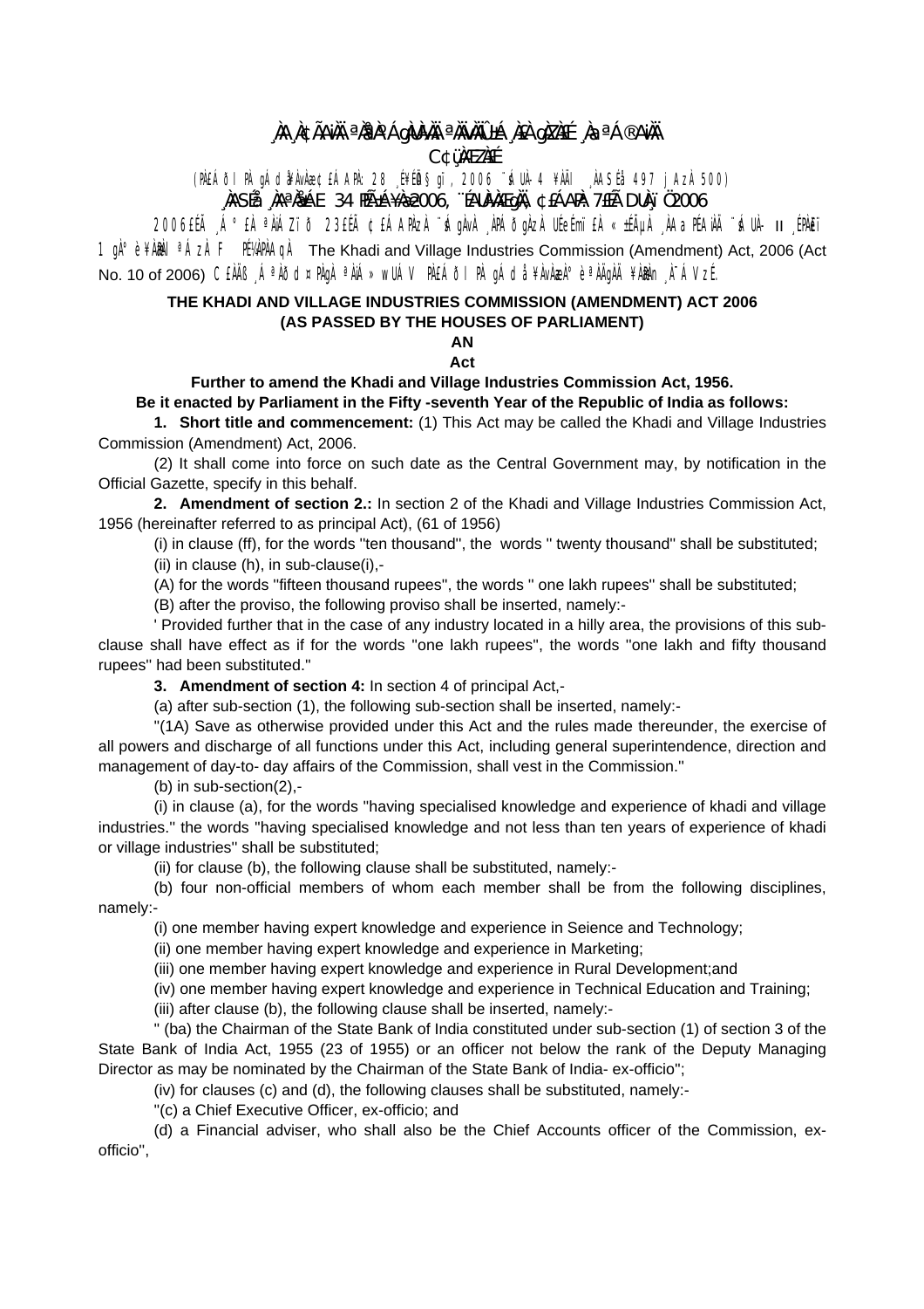¸ÀA¸À¢ÃAiÀÄ ªÀåªÀºÁgÀUÀ¼ÀÄ ªÀÄvÀÄÛ ±Á¸À£À gÀZÀ£É ¸ÀaªÁ®AiÀÄ

C¢ü¸ÀÆZÀ£É

(PÀ£ÁðlPÀ gÁdå¥ÀvÀæ ¢£ÁAPÀ: 28 £ÀªÉA§gï, 2006 ¨sÁUÀ-4 ¥ÀÄl ¸ÀASÉå 497 jAzÀ 500)

¸ÀASÉå ¸ÀAªÀå±ÁE 34 PÉÃAzÀæ 2006, ¨ÉAUÀ¼ÀÆgÀÄ, ¢£ÁAPÀ: 7£ÉÃ DUÀ¸ïÖ 2006

2006£ÉÃ ¸Á°£À ªÀiÁZïð 23£ÉÃ ¢£ÁAPÀzÀ ¨sÁgÀvÀ ¸ÀPÁðgÀzÀ UÉeÉmï£À «±ÉÃµÀ ¸ÀAaPÉAiÀÄ ¨sÁUÀ- II ¸ÉPÀë£ï 1 gÀ°è ¥ÀæPÀlªÁzÀ F PÉ¼ÀPÀAqÀ The Khadi and Village Industries Commission (Amendment) Act, 2006 (Act No. 10 of 2006) C£ÀÄß ¸ÁªÀðd¤PÀgÀ ªÀiÁ»wUÁV PÀ£ÁðlPÀ gÁdå ¥ÀvÀæzÀ°è ªÀÄgÀÄ ¥ÀæPÀn¸À¯ÁVzÉ.

**THE KHADI AND VILLAGE INDUSTRIES COMMISSION (AMENDMENT) ACT 2006**
**(AS PASSED BY THE HOUSES OF PARLIAMENT)**

**AN**

**Act**

**Further to amend the Khadi and Village Industries Commission Act, 1956.**

**Be it enacted by Parliament in the Fifty -seventh Year of the Republic of India as follows:**

**1. Short title and commencement:** (1) This Act may be called the Khadi and Village Industries Commission (Amendment) Act, 2006.

(2) It shall come into force on such date as the Central Government may, by notification in the Official Gazette, specify in this behalf.

**2. Amendment of section 2.:** In section 2 of the Khadi and Village Industries Commission Act, 1956 (hereinafter referred to as principal Act), (61 of 1956)

(i) in clause (ff), for the words ''ten thousand'', the words '' twenty thousand'' shall be substituted;

(ii) in clause (h), in sub-clause(i),-

(A) for the words ''fifteen thousand rupees'', the words '' one lakh rupees'' shall be substituted;

(B) after the proviso, the following proviso shall be inserted, namely:-

' Provided further that in the case of any industry located in a hilly area, the provisions of this sub-clause shall have effect as if for the words ''one lakh rupees'', the words ''one lakh and fifty thousand rupees'' had been substituted.''

**3. Amendment of section 4:** In section 4 of principal Act,-

(a) after sub-section (1), the following sub-section shall be inserted, namely:-

''(1A) Save as otherwise provided under this Act and the rules made thereunder, the exercise of all powers and discharge of all functions under this Act, including general superintendence, direction and management of day-to- day affairs of the Commission, shall vest in the Commission.''

(b) in sub-section(2),-

(i) in clause (a), for the words ''having specialised knowledge and experience of khadi and village industries.'' the words ''having specialised knowledge and not less than ten years of experience of khadi or village industries'' shall be substituted;

(ii) for clause (b), the following clause shall be substituted, namely:-

(b) four non-official members of whom each member shall be from the following disciplines, namely:-

(i) one member having expert knowledge and experience in Seience and Technology;

(ii) one member having expert knowledge and experience in Marketing;

(iii) one member having expert knowledge and experience in Rural Development;and

(iv) one member having expert knowledge and experience in Technical Education and Training;

(iii) after clause (b), the following clause shall be inserted, namely:-

'' (ba) the Chairman of the State Bank of India constituted under sub-section (1) of section 3 of the State Bank of India Act, 1955 (23 of 1955) or an officer not below the rank of the Deputy Managing Director as may be nominated by the Chairman of the State Bank of India- ex-officio'';

(iv) for clauses (c) and (d), the following clauses shall be substituted, namely:-

''(c) a Chief Executive Officer, ex-officio; and

(d) a Financial adviser, who shall also be the Chief Accounts officer of the Commission, ex-officio'',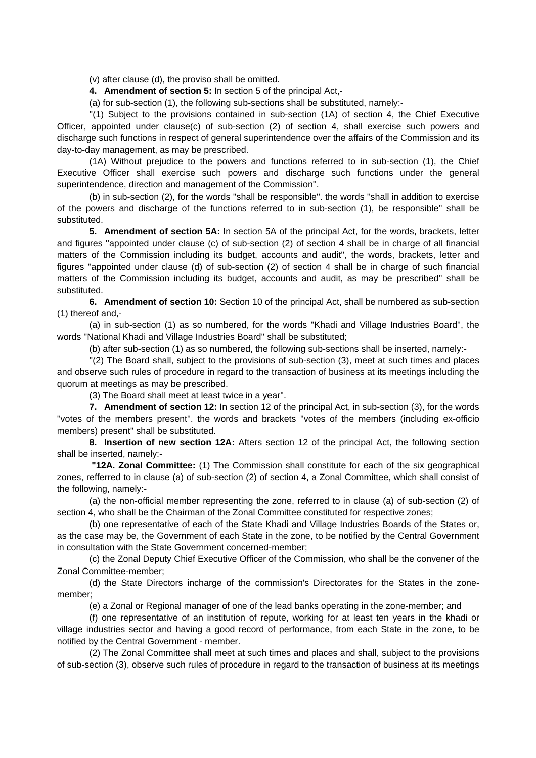(v) after clause (d), the proviso shall be omitted.

**4. Amendment of section 5:** In section 5 of the principal Act,-

(a) for sub-section (1), the following sub-sections shall be substituted, namely:-

"(1) Subject to the provisions contained in sub-section (1A) of section 4, the Chief Executive Officer, appointed under clause(c) of sub-section (2) of section 4, shall exercise such powers and discharge such functions in respect of general superintendence over the affairs of the Commission and its day-to-day management, as may be prescribed.

(1A) Without prejudice to the powers and functions referred to in sub-section (1), the Chief Executive Officer shall exercise such powers and discharge such functions under the general superintendence, direction and management of the Commission".

(b) in sub-section (2), for the words "shall be responsible". the words "shall in addition to exercise of the powers and discharge of the functions referred to in sub-section (1), be responsible" shall be substituted.

**5. Amendment of section 5A:** In section 5A of the principal Act, for the words, brackets, letter and figures "appointed under clause (c) of sub-section (2) of section 4 shall be in charge of all financial matters of the Commission including its budget, accounts and audit", the words, brackets, letter and figures "appointed under clause (d) of sub-section (2) of section 4 shall be in charge of such financial matters of the Commission including its budget, accounts and audit, as may be prescribed" shall be substituted.

**6. Amendment of section 10:** Section 10 of the principal Act, shall be numbered as sub-section (1) thereof and,-

(a) in sub-section (1) as so numbered, for the words "Khadi and Village Industries Board", the words "National Khadi and Village Industries Board" shall be substituted;

(b) after sub-section (1) as so numbered, the following sub-sections shall be inserted, namely:-

"(2) The Board shall, subject to the provisions of sub-section (3), meet at such times and places and observe such rules of procedure in regard to the transaction of business at its meetings including the quorum at meetings as may be prescribed.

(3) The Board shall meet at least twice in a year".

**7. Amendment of section 12:** In section 12 of the principal Act, in sub-section (3), for the words "votes of the members present". the words and brackets "votes of the members (including ex-officio members) present" shall be substituted.

**8. Insertion of new section 12A:** Afters section 12 of the principal Act, the following section shall be inserted, namely:-

**"12A. Zonal Committee:** (1) The Commission shall constitute for each of the six geographical zones, refferred to in clause (a) of sub-section (2) of section 4, a Zonal Committee, which shall consist of the following, namely:-

(a) the non-official member representing the zone, referred to in clause (a) of sub-section (2) of section 4, who shall be the Chairman of the Zonal Committee constituted for respective zones;

(b) one representative of each of the State Khadi and Village Industries Boards of the States or, as the case may be, the Government of each State in the zone, to be notified by the Central Government in consultation with the State Government concerned-member;

(c) the Zonal Deputy Chief Executive Officer of the Commission, who shall be the convener of the Zonal Committee-member;

(d) the State Directors incharge of the commission's Directorates for the States in the zone-member;

(e) a Zonal or Regional manager of one of the lead banks operating in the zone-member; and

(f) one representative of an institution of repute, working for at least ten years in the khadi or village industries sector and having a good record of performance, from each State in the zone, to be notified by the Central Government - member.

(2) The Zonal Committee shall meet at such times and places and shall, subject to the provisions of sub-section (3), observe such rules of procedure in regard to the transaction of business at its meetings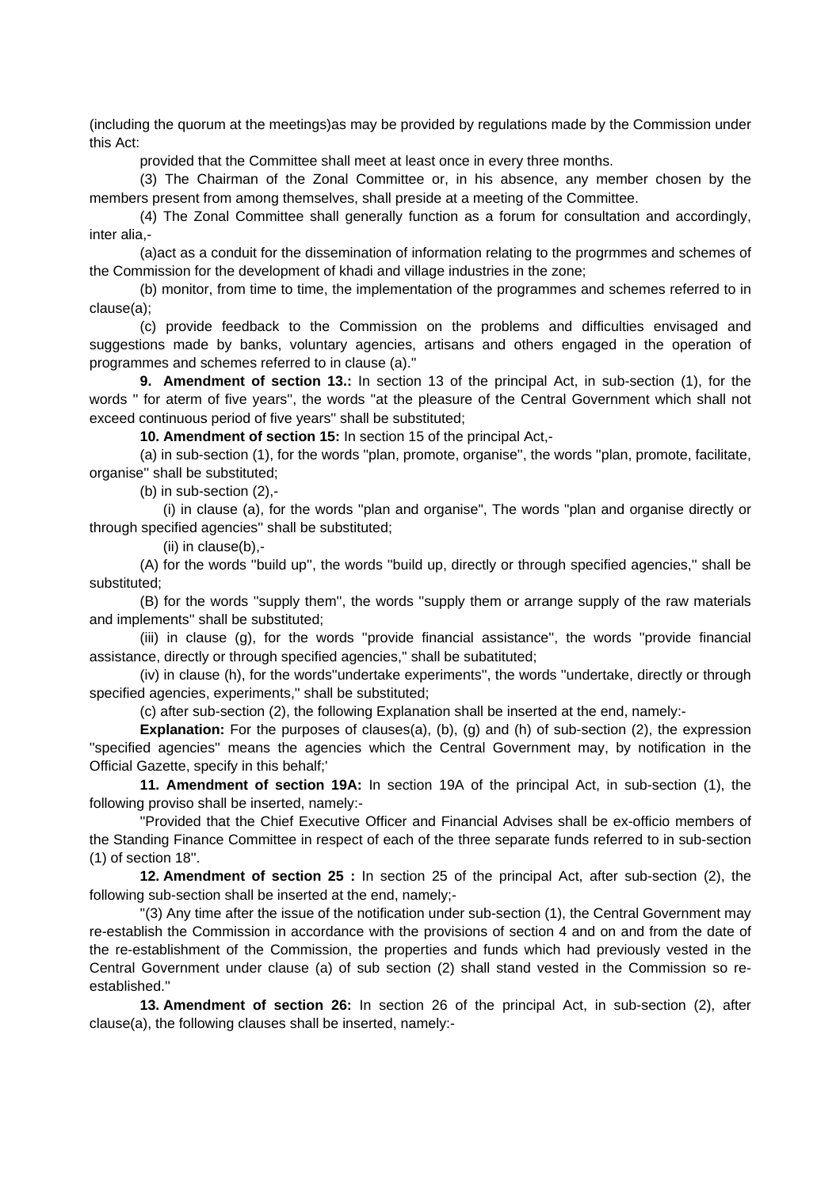(including the quorum at the meetings)as may be provided by regulations made by the Commission under this Act:

provided that the Committee shall meet at least once in every three months.

(3) The Chairman of the Zonal Committee or, in his absence, any member chosen by the members present from among themselves, shall preside at a meeting of the Committee.

(4) The Zonal Committee shall generally function as a forum for consultation and accordingly, inter alia,-

(a)act as a conduit for the dissemination of information relating to the progrmmes and schemes of the Commission for the development of khadi and village industries in the zone;

(b) monitor, from time to time, the implementation of the programmes and schemes referred to in clause(a);

(c) provide feedback to the Commission on the problems and difficulties envisaged and suggestions made by banks, voluntary agencies, artisans and others engaged in the operation of programmes and schemes referred to in clause (a)."

**9. Amendment of section 13.:** In section 13 of the principal Act, in sub-section (1), for the words " for aterm of five years", the words "at the pleasure of the Central Government which shall not exceed continuous period of five years" shall be substituted;

**10. Amendment of section 15:** In section 15 of the principal Act,-

(a) in sub-section (1), for the words "plan, promote, organise", the words "plan, promote, facilitate, organise" shall be substituted;

(b) in sub-section (2),-

(i) in clause (a), for the words "plan and organise", The words "plan and organise directly or through specified agencies" shall be substituted;

(ii) in clause(b),-

(A) for the words "build up", the words "build up, directly or through specified agencies," shall be substituted;

(B) for the words "supply them", the words "supply them or arrange supply of the raw materials and implements" shall be substituted;

(iii) in clause (g), for the words "provide financial assistance", the words "provide financial assistance, directly or through specified agencies," shall be subatituted;

(iv) in clause (h), for the words"undertake experiments", the words "undertake, directly or through specified agencies, experiments," shall be substituted;

(c) after sub-section (2), the following Explanation shall be inserted at the end, namely:-

**Explanation:** For the purposes of clauses(a), (b), (g) and (h) of sub-section (2), the expression "specified agencies" means the agencies which the Central Government may, by notification in the Official Gazette, specify in this behalf;'

**11. Amendment of section 19A:** In section 19A of the principal Act, in sub-section (1), the following proviso shall be inserted, namely:-

"Provided that the Chief Executive Officer and Financial Advises shall be ex-officio members of the Standing Finance Committee in respect of each of the three separate funds referred to in sub-section (1) of section 18".

**12. Amendment of section 25 :** In section 25 of the principal Act, after sub-section (2), the following sub-section shall be inserted at the end, namely;-

"(3) Any time after the issue of the notification under sub-section (1), the Central Government may re-establish the Commission in accordance with the provisions of section 4 and on and from the date of the re-establishment of the Commission, the properties and funds which had previously vested in the Central Government under clause (a) of sub section (2) shall stand vested in the Commission so re-established."

**13. Amendment of section 26:** In section 26 of the principal Act, in sub-section (2), after clause(a), the following clauses shall be inserted, namely:-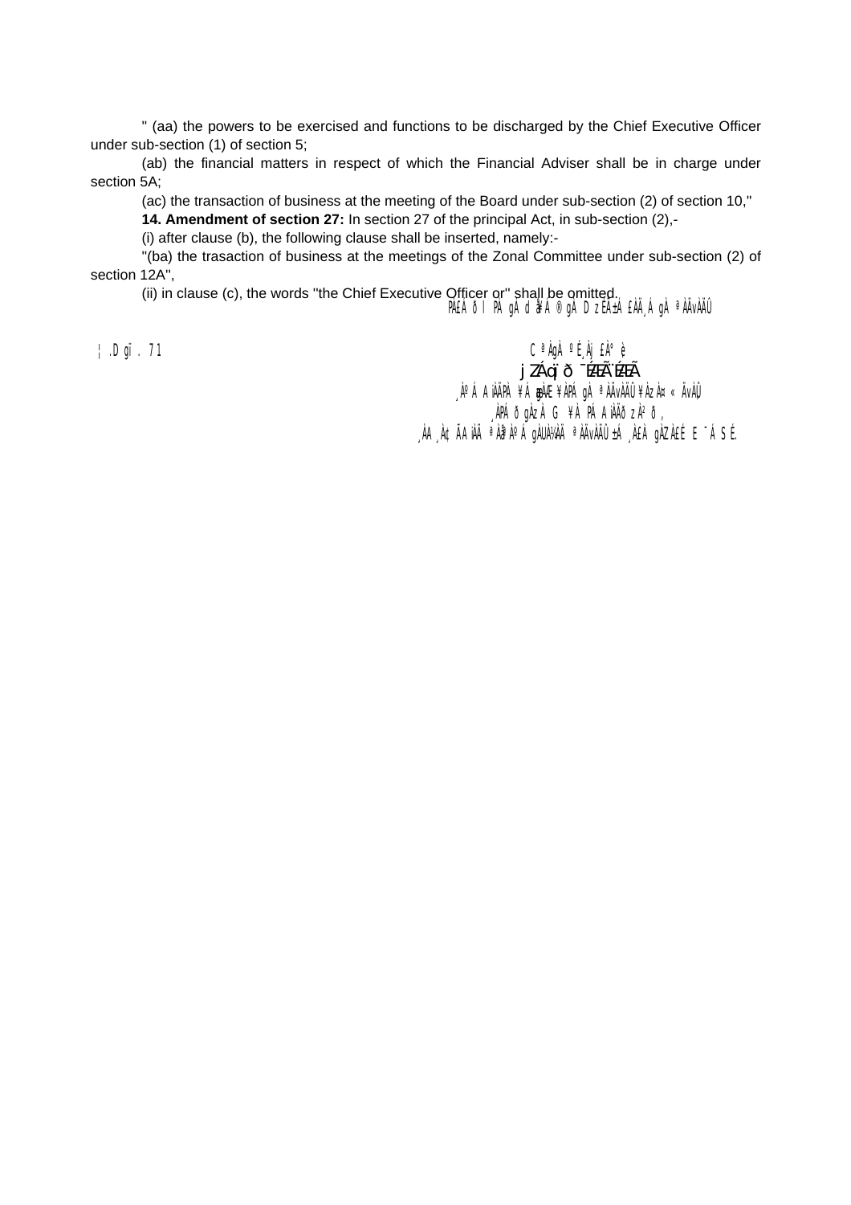" (aa) the powers to be exercised and functions to be discharged by the Chief Executive Officer under sub-section (1) of section 5;

(ab) the financial matters in respect of which the Financial Adviser shall be in charge under section 5A;

(ac) the transaction of business at the meeting of the Board under sub-section (2) of section 10,"

**14. Amendment of section 27:** In section 27 of the principal Act, in sub-section (2),-

(i) after clause (b), the following clause shall be inserted, namely:-

"(ba) the trasaction of business at the meetings of the Zonal Committee under sub-section (2) of section 12A",

(ii) in clause (c), the words "the Chief Executive Officer or" shall be omitted.

PÀ£ÁðlPÀ gÁdå¥Á®gÀ DzÉñÁ£ÀÄ¸ÁgÀ ªÀÄvÀÄÛ

¦.Dgï. 71

C ªÀgÀ ºÉ¸Àj£À°è

jZÀqïð ¯ÉÆÃ¨ÉÆÃ

¸ÀºÁAiÀÄPÀ ¥ÁæªÀiÁtÂPÀ ªÀÄvÀÄÛ ¥ÀzÀ¤«ÃvÀ

¸ÀPÁðgÀzÀ G¥À PÁAiÀÄðzÀ²ð,

¸ÀA¸ÀzÀ ªÀåªÀºÁgÀUÀ¼ÀÄ ªÀÄvÀÄÛ ±Á¸À£À gÀZÀ£É E¯ÁSÉ.